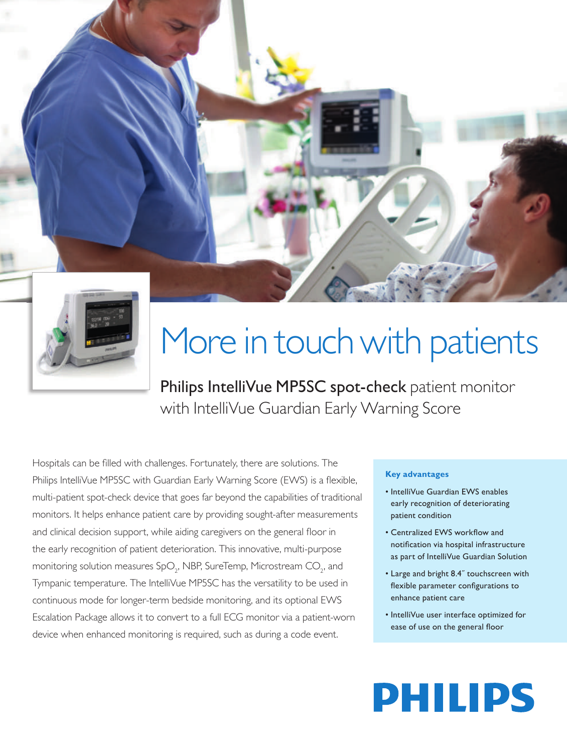# More in touch with patients

## Philips IntelliVue MP5SC spot-check patient monitor with IntelliVue Guardian Early Warning Score

Hospitals can be filled with challenges. Fortunately, there are solutions. The Philips IntelliVue MP5SC with Guardian Early Warning Score (EWS) is a flexible, multi-patient spot-check device that goes far beyond the capabilities of traditional monitors. It helps enhance patient care by providing sought-after measurements and clinical decision support, while aiding caregivers on the general floor in the early recognition of patient deterioration. This innovative, multi-purpose monitoring solution measures $SpO_2$, NBP, SureTemp, Microstream $CO_2$, and Tympanic temperature. The IntelliVue MP5SC has the versatility to be used in continuous mode for longer-term bedside monitoring, and its optional EWS Escalation Package allows it to convert to a full ECG monitor via a patient-worn device when enhanced monitoring is required, such as during a code event.

**Key advantages**

- IntelliVue Guardian EWS enables early recognition of deteriorating patient condition
- Centralized EWS workflow and notification via hospital infrastructure as part of IntelliVue Guardian Solution
- Large and bright 8.4″ touchscreen with flexible parameter configurations to enhance patient care
- IntelliVue user interface optimized for ease of use on the general floor

PHILIPS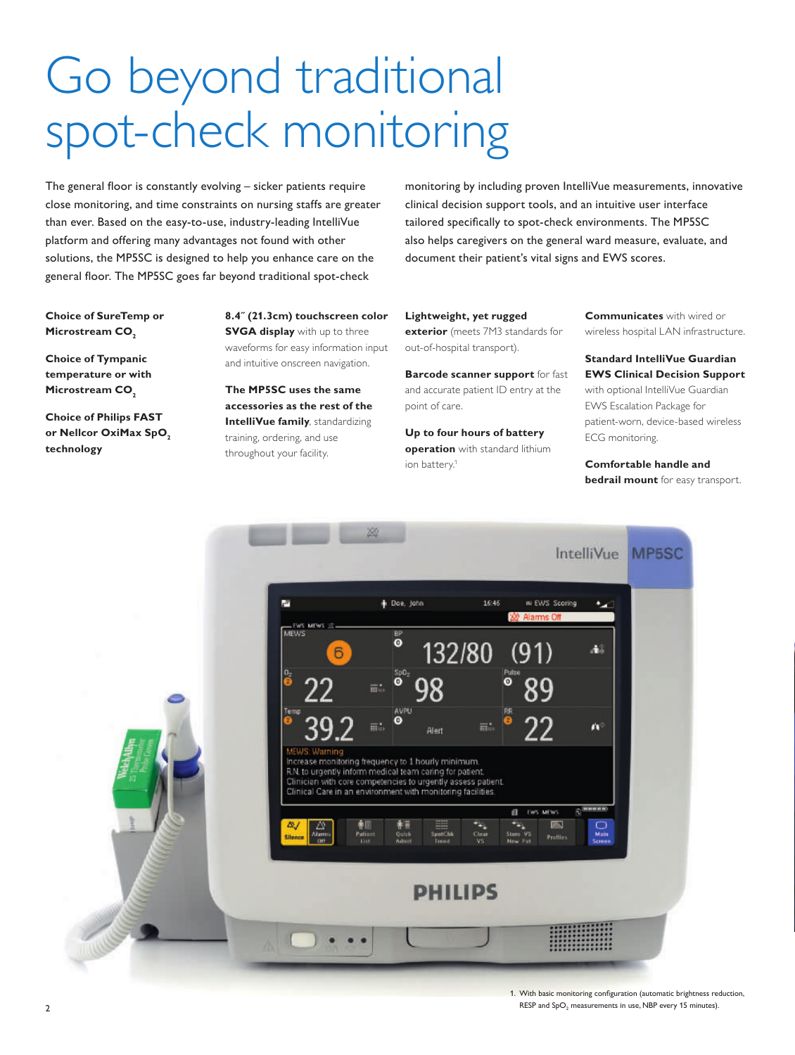# Go beyond traditional spot-check monitoring

The general floor is constantly evolving – sicker patients require close monitoring, and time constraints on nursing staffs are greater than ever. Based on the easy-to-use, industry-leading IntelliVue platform and offering many advantages not found with other solutions, the MP5SC is designed to help you enhance care on the general floor. The MP5SC goes far beyond traditional spot-check monitoring by including proven IntelliVue measurements, innovative clinical decision support tools, and an intuitive user interface tailored specifically to spot-check environments. The MP5SC also helps caregivers on the general ward measure, evaluate, and document their patient's vital signs and EWS scores.

**Choice of SureTemp or Microstream $CO_2$**

**Choice of Tympanic temperature or with Microstream $CO_2$**

**Choice of Philips FAST or Nellcor OxiMax $SpO_2$ technology**

**8.4″ (21.3cm) touchscreen color SVGA display** with up to three waveforms for easy information input and intuitive onscreen navigation.

**The MP5SC uses the same accessories as the rest of the IntelliVue family**, standardizing training, ordering, and use throughout your facility.

**Lightweight, yet rugged exterior** (meets 7M3 standards for out-of-hospital transport).

**Barcode scanner support** for fast and accurate patient ID entry at the point of care.

**Up to four hours of battery operation** with standard lithium ion battery.[1]

**Communicates** with wired or wireless hospital LAN infrastructure.

**Standard IntelliVue Guardian EWS Clinical Decision Support** with optional IntelliVue Guardian EWS Escalation Package for patient-worn, device-based wireless ECG monitoring.

**Comfortable handle and bedrail mount** for easy transport.

1. With basic monitoring configuration (automatic brightness reduction, RESP and $SpO_2$ measurements in use, NBP every 15 minutes).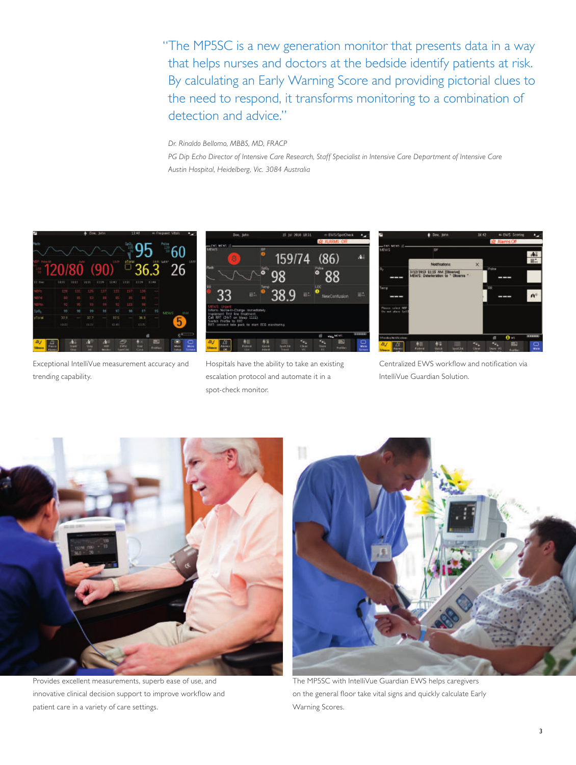"The MP5SC is a new generation monitor that presents data in a way that helps nurses and doctors at the bedside identify patients at risk. By calculating an Early Warning Score and providing pictorial clues to the need to respond, it transforms monitoring to a combination of detection and advice."

*Dr. Rinaldo Bellomo, MBBS, MD, FRACP*

*PG Dip Echo Director of Intensive Care Research, Staff Specialist in Intensive Care Department of Intensive Care*

*Austin Hospital, Heidelberg, Vic. 3084 Australia*

Exceptional IntelliVue measurement accuracy and trending capability.

Hospitals have the ability to take an existing escalation protocol and automate it in a spot-check monitor.

Centralized EWS workflow and notification via IntelliVue Guardian Solution.

Provides excellent measurements, superb ease of use, and innovative clinical decision support to improve workflow and patient care in a variety of care settings.

The MP5SC with IntelliVue Guardian EWS helps caregivers on the general floor take vital signs and quickly calculate Early Warning Scores.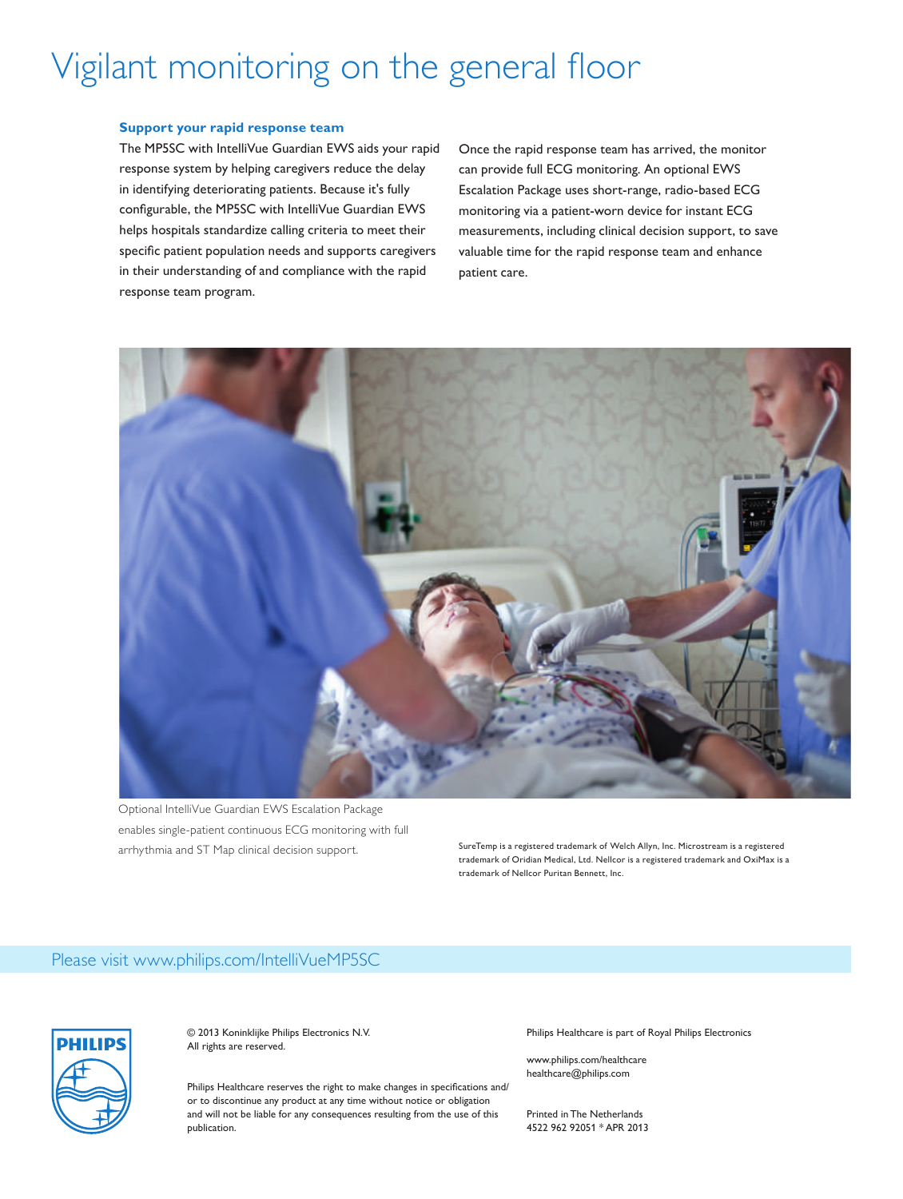# Vigilant monitoring on the general floor

### Support your rapid response team

The MP5SC with IntelliVue Guardian EWS aids your rapid response system by helping caregivers reduce the delay in identifying deteriorating patients. Because it's fully configurable, the MP5SC with IntelliVue Guardian EWS helps hospitals standardize calling criteria to meet their specific patient population needs and supports caregivers in their understanding of and compliance with the rapid response team program.

Once the rapid response team has arrived, the monitor can provide full ECG monitoring. An optional EWS Escalation Package uses short-range, radio-based ECG monitoring via a patient-worn device for instant ECG measurements, including clinical decision support, to save valuable time for the rapid response team and enhance patient care.

Optional IntelliVue Guardian EWS Escalation Package enables single-patient continuous ECG monitoring with full arrhythmia and ST Map clinical decision support.

SureTemp is a registered trademark of Welch Allyn, Inc. Microstream is a registered trademark of Oridian Medical, Ltd. Nellcor is a registered trademark and OxiMax is a trademark of Nellcor Puritan Bennett, Inc.

Please visit www.philips.com/IntelliVueMP5SC

PHILIPS

© 2013 Koninklijke Philips Electronics N.V.
All rights are reserved.

Philips Healthcare reserves the right to make changes in specifications and/or to discontinue any product at any time without notice or obligation and will not be liable for any consequences resulting from the use of this publication.

Philips Healthcare is part of Royal Philips Electronics

www.philips.com/healthcare
healthcare@philips.com

Printed in The Netherlands
4522 962 92051 * APR 2013